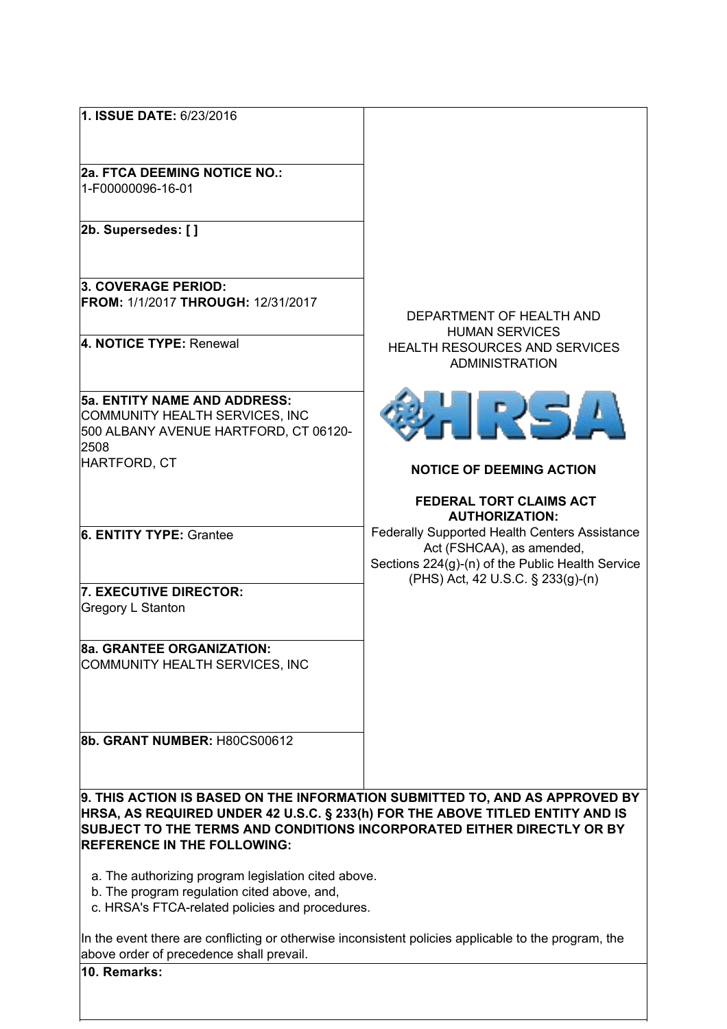**1. ISSUE DATE:** 6/23/2016

**2a. FTCA DEEMING NOTICE NO.:**
1-F00000096-16-01

**2b. Supersedes: [ ]**

**3. COVERAGE PERIOD:**
**FROM:** 1/1/2017 **THROUGH:** 12/31/2017

**4. NOTICE TYPE:** Renewal

**5a. ENTITY NAME AND ADDRESS:**
COMMUNITY HEALTH SERVICES, INC
500 ALBANY AVENUE HARTFORD, CT 06120-2508
HARTFORD, CT

**6. ENTITY TYPE:** Grantee

**7. EXECUTIVE DIRECTOR:**
Gregory L Stanton

**8a. GRANTEE ORGANIZATION:**
COMMUNITY HEALTH SERVICES, INC

**8b. GRANT NUMBER:** H80CS00612

DEPARTMENT OF HEALTH AND HUMAN SERVICES
HEALTH RESOURCES AND SERVICES ADMINISTRATION

HRSA

**NOTICE OF DEEMING ACTION**

**FEDERAL TORT CLAIMS ACT AUTHORIZATION:**
Federally Supported Health Centers Assistance Act (FSHCAA), as amended,
Sections 224(g)-(n) of the Public Health Service (PHS) Act, 42 U.S.C. § 233(g)-(n)

**9. THIS ACTION IS BASED ON THE INFORMATION SUBMITTED TO, AND AS APPROVED BY HRSA, AS REQUIRED UNDER 42 U.S.C. § 233(h) FOR THE ABOVE TITLED ENTITY AND IS SUBJECT TO THE TERMS AND CONDITIONS INCORPORATED EITHER DIRECTLY OR BY REFERENCE IN THE FOLLOWING:**

a. The authorizing program legislation cited above.
b. The program regulation cited above, and,
c. HRSA's FTCA-related policies and procedures.

In the event there are conflicting or otherwise inconsistent policies applicable to the program, the above order of precedence shall prevail.

**10. Remarks:**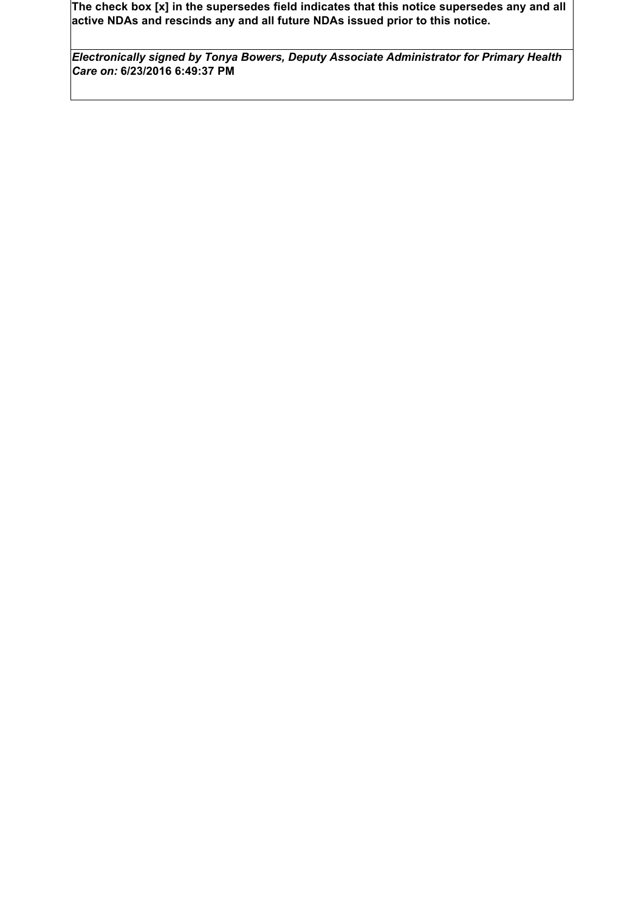**The check box [x] in the supersedes field indicates that this notice supersedes any and all active NDAs and rescinds any and all future NDAs issued prior to this notice.**

***Electronically signed by Tonya Bowers, Deputy Associate Administrator for Primary Health Care on:*** **6/23/2016 6:49:37 PM**